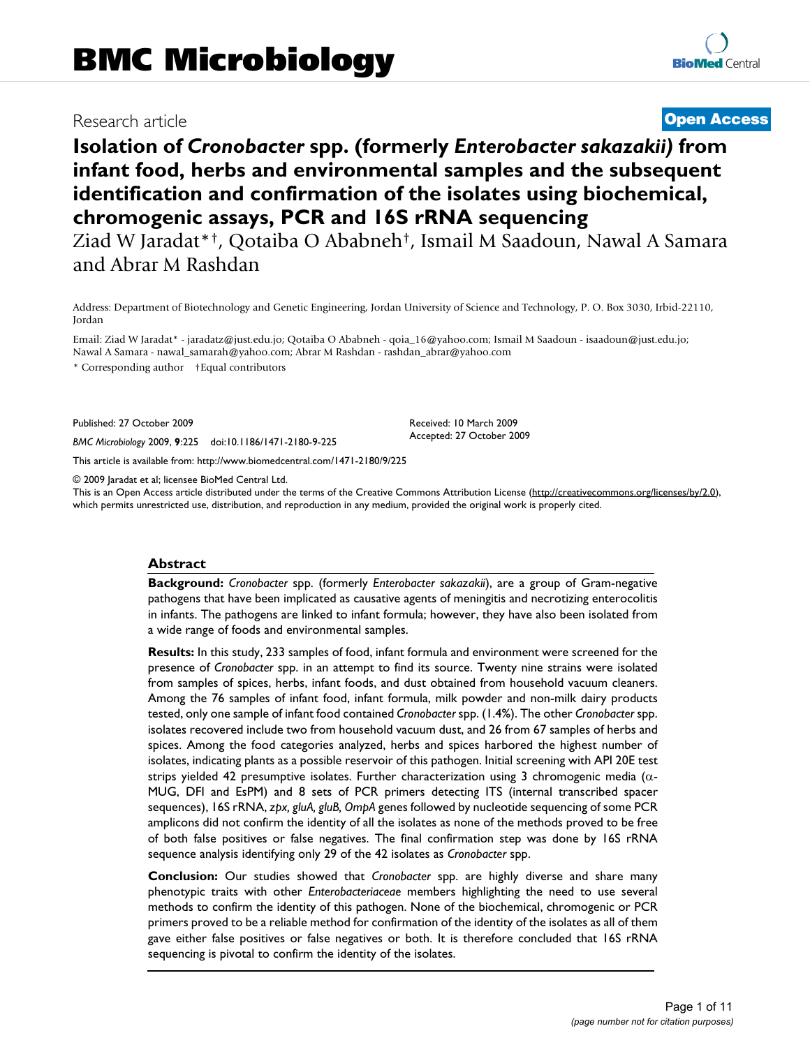# BMC Microbiology

Research article

**Open Access**

# Isolation of *Cronobacter* spp. (formerly *Enterobacter sakazakii)* from infant food, herbs and environmental samples and the subsequent identification and confirmation of the isolates using biochemical, chromogenic assays, PCR and 16S rRNA sequencing

Ziad W Jaradat*†, Qotaiba O Ababneh†, Ismail M Saadoun, Nawal A Samara and Abrar M Rashdan

Address: Department of Biotechnology and Genetic Engineering, Jordan University of Science and Technology, P. O. Box 3030, Irbid-22110, Jordan

Email: Ziad W Jaradat* - jaradatz@just.edu.jo; Qotaiba O Ababneh - qoia_16@yahoo.com; Ismail M Saadoun - isaadoun@just.edu.jo; Nawal A Samara - nawal_samarah@yahoo.com; Abrar M Rashdan - rashdan_abrar@yahoo.com

\* Corresponding author †Equal contributors

Published: 27 October 2009

*BMC Microbiology* 2009, **9**:225 doi:10.1186/1471-2180-9-225

Received: 10 March 2009

Accepted: 27 October 2009

This article is available from: http://www.biomedcentral.com/1471-2180/9/225

© 2009 Jaradat et al; licensee BioMed Central Ltd.

This is an Open Access article distributed under the terms of the Creative Commons Attribution License (http://creativecommons.org/licenses/by/2.0), which permits unrestricted use, distribution, and reproduction in any medium, provided the original work is properly cited.

## Abstract

**Background:** *Cronobacter* spp. (formerly *Enterobacter sakazakii*), are a group of Gram-negative pathogens that have been implicated as causative agents of meningitis and necrotizing enterocolitis in infants. The pathogens are linked to infant formula; however, they have also been isolated from a wide range of foods and environmental samples.

**Results:** In this study, 233 samples of food, infant formula and environment were screened for the presence of *Cronobacter* spp. in an attempt to find its source. Twenty nine strains were isolated from samples of spices, herbs, infant foods, and dust obtained from household vacuum cleaners. Among the 76 samples of infant food, infant formula, milk powder and non-milk dairy products tested, only one sample of infant food contained *Cronobacter* spp. (1.4%). The other *Cronobacter* spp. isolates recovered include two from household vacuum dust, and 26 from 67 samples of herbs and spices. Among the food categories analyzed, herbs and spices harbored the highest number of isolates, indicating plants as a possible reservoir of this pathogen. Initial screening with API 20E test strips yielded 42 presumptive isolates. Further characterization using 3 chromogenic media (α-MUG, DFI and EsPM) and 8 sets of PCR primers detecting ITS (internal transcribed spacer sequences), 16S rRNA, *zpx, gluA, gluB, OmpA* genes followed by nucleotide sequencing of some PCR amplicons did not confirm the identity of all the isolates as none of the methods proved to be free of both false positives or false negatives. The final confirmation step was done by 16S rRNA sequence analysis identifying only 29 of the 42 isolates as *Cronobacter* spp.

**Conclusion:** Our studies showed that *Cronobacter* spp. are highly diverse and share many phenotypic traits with other *Enterobacteriaceae* members highlighting the need to use several methods to confirm the identity of this pathogen. None of the biochemical, chromogenic or PCR primers proved to be a reliable method for confirmation of the identity of the isolates as all of them gave either false positives or false negatives or both. It is therefore concluded that 16S rRNA sequencing is pivotal to confirm the identity of the isolates.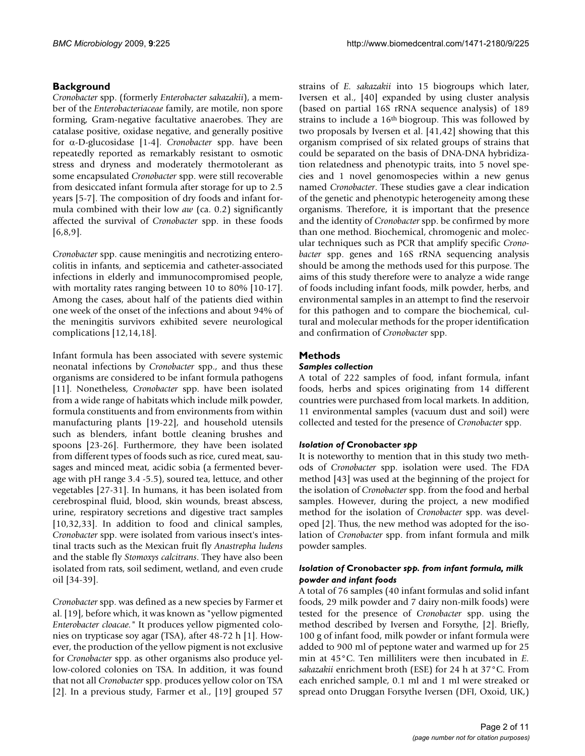## Background

*Cronobacter* spp. (formerly *Enterobacter sakazakii*), a member of the *Enterobacteriaceae* family, are motile, non spore forming, Gram-negative facultative anaerobes. They are catalase positive, oxidase negative, and generally positive for α-D-glucosidase [1-4]. *Cronobacter* spp. have been repeatedly reported as remarkably resistant to osmotic stress and dryness and moderately thermotolerant as some encapsulated *Cronobacter* spp. were still recoverable from desiccated infant formula after storage for up to 2.5 years [5-7]. The composition of dry foods and infant formula combined with their low *aw* (ca. 0.2) significantly affected the survival of *Cronobacter* spp. in these foods [6,8,9].

*Cronobacter* spp. cause meningitis and necrotizing enterocolitis in infants, and septicemia and catheter-associated infections in elderly and immunocompromised people, with mortality rates ranging between 10 to 80% [10-17]. Among the cases, about half of the patients died within one week of the onset of the infections and about 94% of the meningitis survivors exhibited severe neurological complications [12,14,18].

Infant formula has been associated with severe systemic neonatal infections by *Cronobacter* spp., and thus these organisms are considered to be infant formula pathogens [11]. Nonetheless, *Cronobacter* spp. have been isolated from a wide range of habitats which include milk powder, formula constituents and from environments from within manufacturing plants [19-22], and household utensils such as blenders, infant bottle cleaning brushes and spoons [23-26]. Furthermore, they have been isolated from different types of foods such as rice, cured meat, sausages and minced meat, acidic sobia (a fermented beverage with pH range 3.4 -5.5), soured tea, lettuce, and other vegetables [27-31]. In humans, it has been isolated from cerebrospinal fluid, blood, skin wounds, breast abscess, urine, respiratory secretions and digestive tract samples [10,32,33]. In addition to food and clinical samples, *Cronobacter* spp. were isolated from various insect's intestinal tracts such as the Mexican fruit fly *Anastrepha ludens* and the stable fly *Stomoxys calcitrans*. They have also been isolated from rats, soil sediment, wetland, and even crude oil [34-39].

*Cronobacter* spp. was defined as a new species by Farmer et al. [19], before which, it was known as "yellow pigmented *Enterobacter cloacae*." It produces yellow pigmented colonies on trypticase soy agar (TSA), after 48-72 h [1]. However, the production of the yellow pigment is not exclusive for *Cronobacter* spp. as other organisms also produce yellow-colored colonies on TSA. In addition, it was found that not all *Cronobacter* spp. produces yellow color on TSA [2]. In a previous study, Farmer et al., [19] grouped 57 strains of *E. sakazakii* into 15 biogroups which later, Iversen et al., [40] expanded by using cluster analysis (based on partial 16S rRNA sequence analysis) of 189 strains to include a 16th biogroup. This was followed by two proposals by Iversen et al. [41,42] showing that this organism comprised of six related groups of strains that could be separated on the basis of DNA-DNA hybridization relatedness and phenotypic traits, into 5 novel species and 1 novel genomospecies within a new genus named *Cronobacter*. These studies gave a clear indication of the genetic and phenotypic heterogeneity among these organisms. Therefore, it is important that the presence and the identity of *Cronobacter* spp. be confirmed by more than one method. Biochemical, chromogenic and molecular techniques such as PCR that amplify specific *Cronobacter* spp. genes and 16S rRNA sequencing analysis should be among the methods used for this purpose. The aims of this study therefore were to analyze a wide range of foods including infant foods, milk powder, herbs, and environmental samples in an attempt to find the reservoir for this pathogen and to compare the biochemical, cultural and molecular methods for the proper identification and confirmation of *Cronobacter* spp.

## Methods

### Samples collection

A total of 222 samples of food, infant formula, infant foods, herbs and spices originating from 14 different countries were purchased from local markets. In addition, 11 environmental samples (vacuum dust and soil) were collected and tested for the presence of *Cronobacter* spp.

### Isolation of *Cronobacter* spp

It is noteworthy to mention that in this study two methods of *Cronobacter* spp. isolation were used. The FDA method [43] was used at the beginning of the project for the isolation of *Cronobacter* spp. from the food and herbal samples. However, during the project, a new modified method for the isolation of *Cronobacter* spp. was developed [2]. Thus, the new method was adopted for the isolation of *Cronobacter* spp. from infant formula and milk powder samples.

### Isolation of *Cronobacter* spp. from infant formula, milk powder and infant foods

A total of 76 samples (40 infant formulas and solid infant foods, 29 milk powder and 7 dairy non-milk foods) were tested for the presence of *Cronobacter* spp. using the method described by Iversen and Forsythe, [2]. Briefly, 100 g of infant food, milk powder or infant formula were added to 900 ml of peptone water and warmed up for 25 min at 45°C. Ten milliliters were then incubated in *E. sakazakii* enrichment broth (ESE) for 24 h at 37°C. From each enriched sample, 0.1 ml and 1 ml were streaked or spread onto Druggan Forsythe Iversen (DFI, Oxoid, UK,)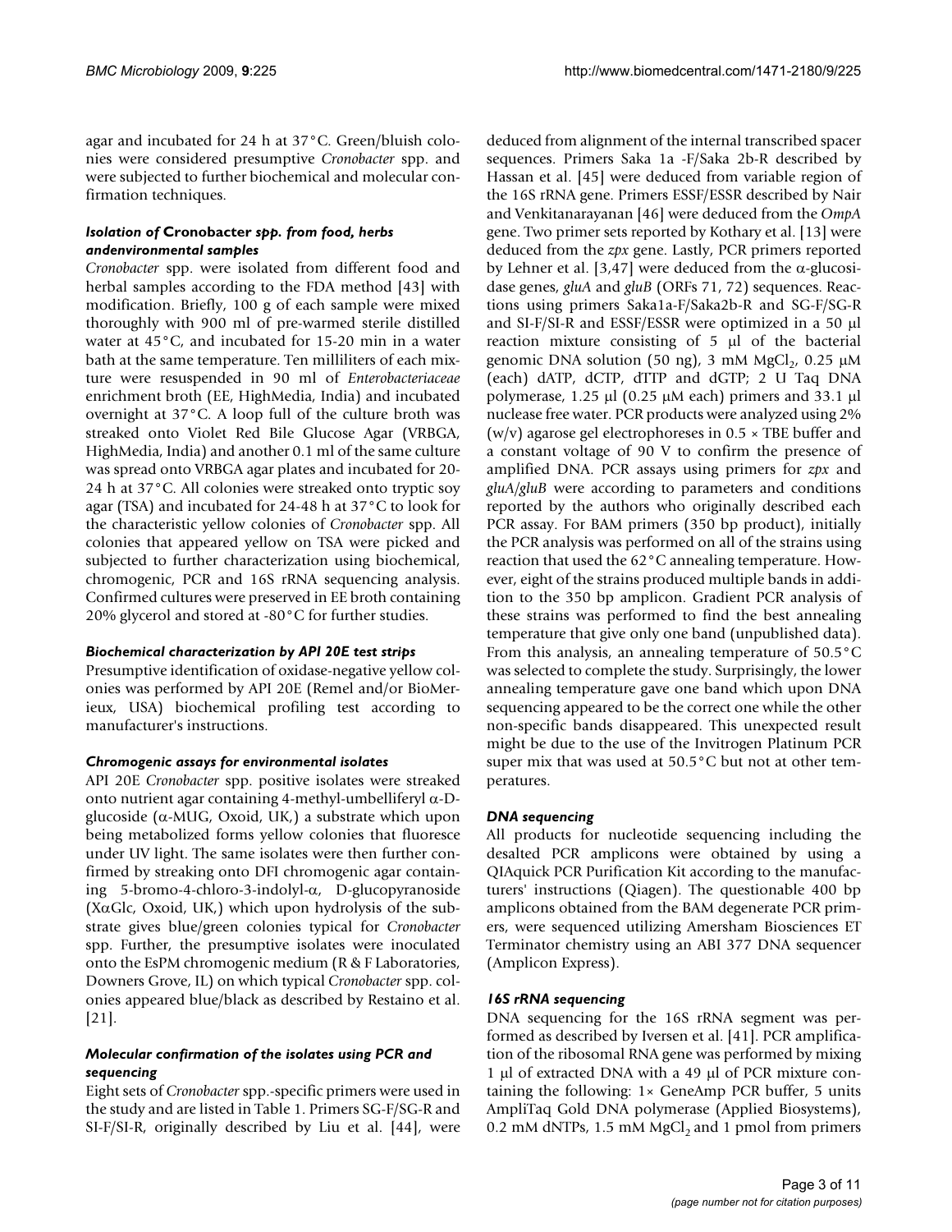agar and incubated for 24 h at 37°C. Green/bluish colonies were considered presumptive *Cronobacter* spp. and were subjected to further biochemical and molecular confirmation techniques.

### *Isolation of* Cronobacter *spp. from food, herbs andenvironmental samples*

*Cronobacter* spp. were isolated from different food and herbal samples according to the FDA method [43] with modification. Briefly, 100 g of each sample were mixed thoroughly with 900 ml of pre-warmed sterile distilled water at 45°C, and incubated for 15-20 min in a water bath at the same temperature. Ten milliliters of each mixture were resuspended in 90 ml of *Enterobacteriaceae* enrichment broth (EE, HighMedia, India) and incubated overnight at 37°C. A loop full of the culture broth was streaked onto Violet Red Bile Glucose Agar (VRBGA, HighMedia, India) and another 0.1 ml of the same culture was spread onto VRBGA agar plates and incubated for 20-24 h at 37°C. All colonies were streaked onto tryptic soy agar (TSA) and incubated for 24-48 h at 37°C to look for the characteristic yellow colonies of *Cronobacter* spp. All colonies that appeared yellow on TSA were picked and subjected to further characterization using biochemical, chromogenic, PCR and 16S rRNA sequencing analysis. Confirmed cultures were preserved in EE broth containing 20% glycerol and stored at -80°C for further studies.

### *Biochemical characterization by API 20E test strips*

Presumptive identification of oxidase-negative yellow colonies was performed by API 20E (Remel and/or BioMerieux, USA) biochemical profiling test according to manufacturer's instructions.

### *Chromogenic assays for environmental isolates*

API 20E *Cronobacter* spp. positive isolates were streaked onto nutrient agar containing 4-methyl-umbelliferyl α-D-glucoside (α-MUG, Oxoid, UK,) a substrate which upon being metabolized forms yellow colonies that fluoresce under UV light. The same isolates were then further confirmed by streaking onto DFI chromogenic agar containing 5-bromo-4-chloro-3-indolyl-α, D-glucopyranoside (XαGlc, Oxoid, UK,) which upon hydrolysis of the substrate gives blue/green colonies typical for *Cronobacter* spp. Further, the presumptive isolates were inoculated onto the EsPM chromogenic medium (R & F Laboratories, Downers Grove, IL) on which typical *Cronobacter* spp. colonies appeared blue/black as described by Restaino et al. [21].

### *Molecular confirmation of the isolates using PCR and sequencing*

Eight sets of *Cronobacter* spp.-specific primers were used in the study and are listed in Table 1. Primers SG-F/SG-R and SI-F/SI-R, originally described by Liu et al. [44], were deduced from alignment of the internal transcribed spacer sequences. Primers Saka 1a -F/Saka 2b-R described by Hassan et al. [45] were deduced from variable region of the 16S rRNA gene. Primers ESSF/ESSR described by Nair and Venkitanarayanan [46] were deduced from the *OmpA* gene. Two primer sets reported by Kothary et al. [13] were deduced from the *zpx* gene. Lastly, PCR primers reported by Lehner et al. [3,47] were deduced from the α-glucosidase genes, *gluA* and *gluB* (ORFs 71, 72) sequences. Reactions using primers Saka1a-F/Saka2b-R and SG-F/SG-R and SI-F/SI-R and ESSF/ESSR were optimized in a 50 μl reaction mixture consisting of 5 μl of the bacterial genomic DNA solution (50 ng), 3 mM $MgCl_2$, 0.25 μM (each) dATP, dCTP, dTTP and dGTP; 2 U Taq DNA polymerase, 1.25 μl (0.25 μM each) primers and 33.1 μl nuclease free water. PCR products were analyzed using 2% (w/v) agarose gel electrophoreses in 0.5 × TBE buffer and a constant voltage of 90 V to confirm the presence of amplified DNA. PCR assays using primers for *zpx* and *gluA*/*gluB* were according to parameters and conditions reported by the authors who originally described each PCR assay. For BAM primers (350 bp product), initially the PCR analysis was performed on all of the strains using reaction that used the 62°C annealing temperature. However, eight of the strains produced multiple bands in addition to the 350 bp amplicon. Gradient PCR analysis of these strains was performed to find the best annealing temperature that give only one band (unpublished data). From this analysis, an annealing temperature of 50.5°C was selected to complete the study. Surprisingly, the lower annealing temperature gave one band which upon DNA sequencing appeared to be the correct one while the other non-specific bands disappeared. This unexpected result might be due to the use of the Invitrogen Platinum PCR super mix that was used at 50.5°C but not at other temperatures.

### *DNA sequencing*

All products for nucleotide sequencing including the desalted PCR amplicons were obtained by using a QIAquick PCR Purification Kit according to the manufacturers' instructions (Qiagen). The questionable 400 bp amplicons obtained from the BAM degenerate PCR primers, were sequenced utilizing Amersham Biosciences ET Terminator chemistry using an ABI 377 DNA sequencer (Amplicon Express).

### *16S rRNA sequencing*

DNA sequencing for the 16S rRNA segment was performed as described by Iversen et al. [41]. PCR amplification of the ribosomal RNA gene was performed by mixing 1 μl of extracted DNA with a 49 μl of PCR mixture containing the following: 1× GeneAmp PCR buffer, 5 units AmpliTaq Gold DNA polymerase (Applied Biosystems), 0.2 mM dNTPs, 1.5 mM $MgCl_2$ and 1 pmol from primers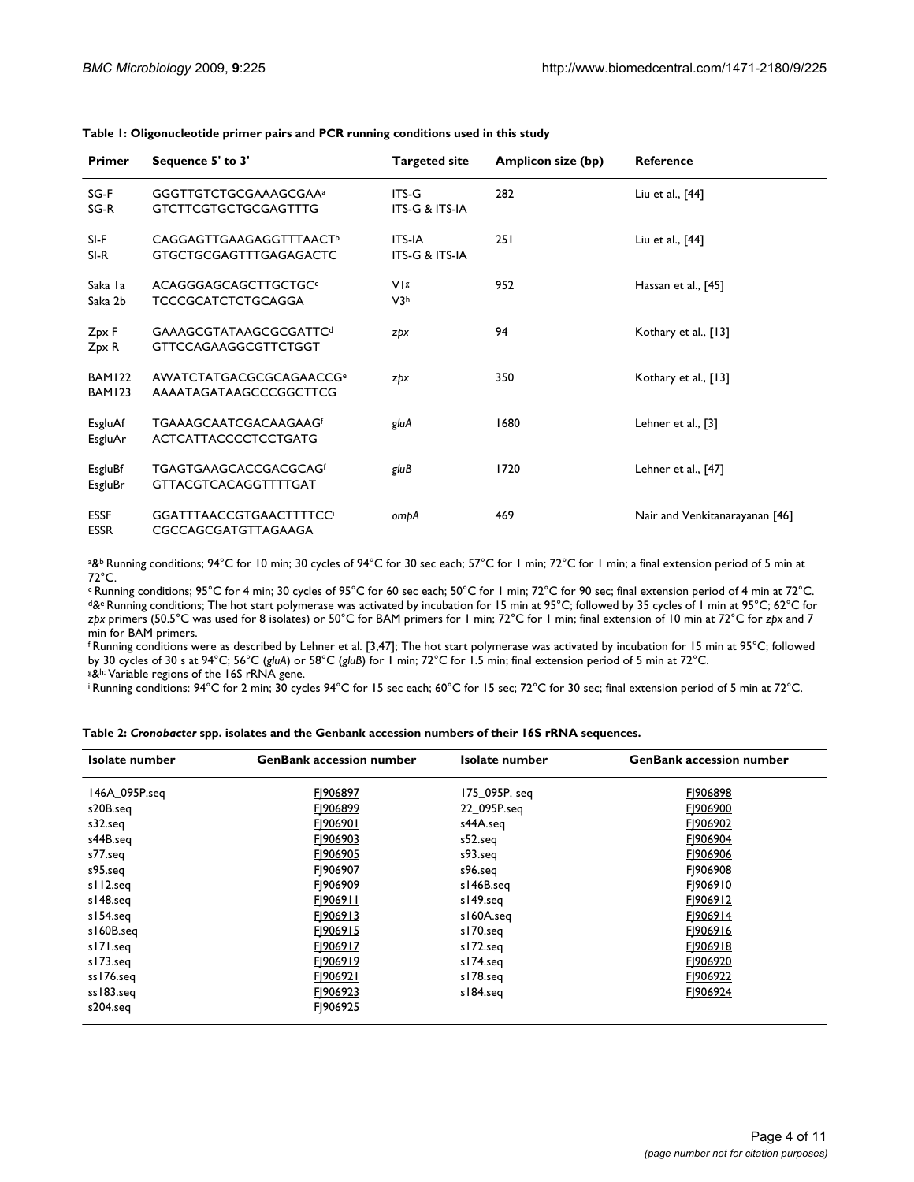**Table 1: Oligonucleotide primer pairs and PCR running conditions used in this study**

| Primer | Sequence 5' to 3' | Targeted site | Amplicon size (bp) | Reference |
| --- | --- | --- | --- | --- |
| SG-F<br>SG-R | GGGTTGTCTGCGAAAGCGAA[a]<br>GTCTTCGTGCTGCGAGTTTG | ITS-G<br>ITS-G & ITS-IA | 282 | Liu et al., [44] |
| SI-F<br>SI-R | CAGGAGTTGAAGAGGTTTAACT[b]<br>GTGCTGCGAGTTTGAGAGACTC | ITS-IA<br>ITS-G & ITS-IA | 251 | Liu et al., [44] |
| Saka 1a<br>Saka 2b | ACAGGGAGCAGCTTGCTGC[c]<br>TCCCGCATCTCTGCAGGA | V1[g]<br>V3[h] | 952 | Hassan et al., [45] |
| Zpx F<br>Zpx R | GAAAGCGTATAAGCGCGATTC[d]<br>GTTCCAGAAGGCGTTCTGGT | *zpx* | 94 | Kothary et al., [13] |
| BAM122<br>BAM123 | AWATCTATGACGCGCAGAACCG[e]<br>AAAATAGATAAGCCCGGCTTCG | *zpx* | 350 | Kothary et al., [13] |
| EsgluAf<br>EsgluAr | TGAAAGCAATCGACAAGAAG[f]<br>ACTCATTACCCCTCCTGATG | *gluA* | 1680 | Lehner et al., [3] |
| EsgluBf<br>EsgluBr | TGAGTGAAGCACCGACGCAG[f]<br>GTTACGTCACAGGTTTTGAT | *gluB* | 1720 | Lehner et al., [47] |
| ESSF<br>ESSR | GGATTTAACCGTGAACTTTTCC[i]<br>CGCCAGCGATGTTAGAAGA | *ompA* | 469 | Nair and Venkitanarayanan [46] |

[a]&[b] Running conditions; 94°C for 10 min; 30 cycles of 94°C for 30 sec each; 57°C for 1 min; 72°C for 1 min; a final extension period of 5 min at 72°C.

[c] Running conditions; 95°C for 4 min; 30 cycles of 95°C for 60 sec each; 50°C for 1 min; 72°C for 90 sec; final extension period of 4 min at 72°C.

[d]&[e] Running conditions; The hot start polymerase was activated by incubation for 15 min at 95°C; followed by 35 cycles of 1 min at 95°C; 62°C for *zpx* primers (50.5°C was used for 8 isolates) or 50°C for BAM primers for 1 min; 72°C for 1 min; final extension of 10 min at 72°C for *zpx* and 7 min for BAM primers.

[f] Running conditions were as described by Lehner et al. [3,47]; The hot start polymerase was activated by incubation for 15 min at 95°C; followed by 30 cycles of 30 s at 94°C; 56°C (*gluA*) or 58°C (*gluB*) for 1 min; 72°C for 1.5 min; final extension period of 5 min at 72°C.

[g]&[h]: Variable regions of the 16S rRNA gene.

[i] Running conditions: 94°C for 2 min; 30 cycles 94°C for 15 sec each; 60°C for 15 sec; 72°C for 30 sec; final extension period of 5 min at 72°C.

**Table 2: *Cronobacter* spp. isolates and the Genbank accession numbers of their 16S rRNA sequences.**

| Isolate number | GenBank accession number | Isolate number | GenBank accession number |
| --- | --- | --- | --- |
| 146A_095P.seq | FJ906897 | 175_095P. seq | FJ906898 |
| s20B.seq | FJ906899 | 22_095P.seq | FJ906900 |
| s32.seq | FJ906901 | s44A.seq | FJ906902 |
| s44B.seq | FJ906903 | s52.seq | FJ906904 |
| s77.seq | FJ906905 | s93.seq | FJ906906 |
| s95.seq | FJ906907 | s96.seq | FJ906908 |
| s112.seq | FJ906909 | s146B.seq | FJ906910 |
| s148.seq | FJ906911 | s149.seq | FJ906912 |
| s154.seq | FJ906913 | s160A.seq | FJ906914 |
| s160B.seq | FJ906915 | s170.seq | FJ906916 |
| s171.seq | FJ906917 | s172.seq | FJ906918 |
| s173.seq | FJ906919 | s174.seq | FJ906920 |
| ss176.seq | FJ906921 | s178.seq | FJ906922 |
| ss183.seq | FJ906923 | s184.seq | FJ906924 |
| s204.seq | FJ906925 | | |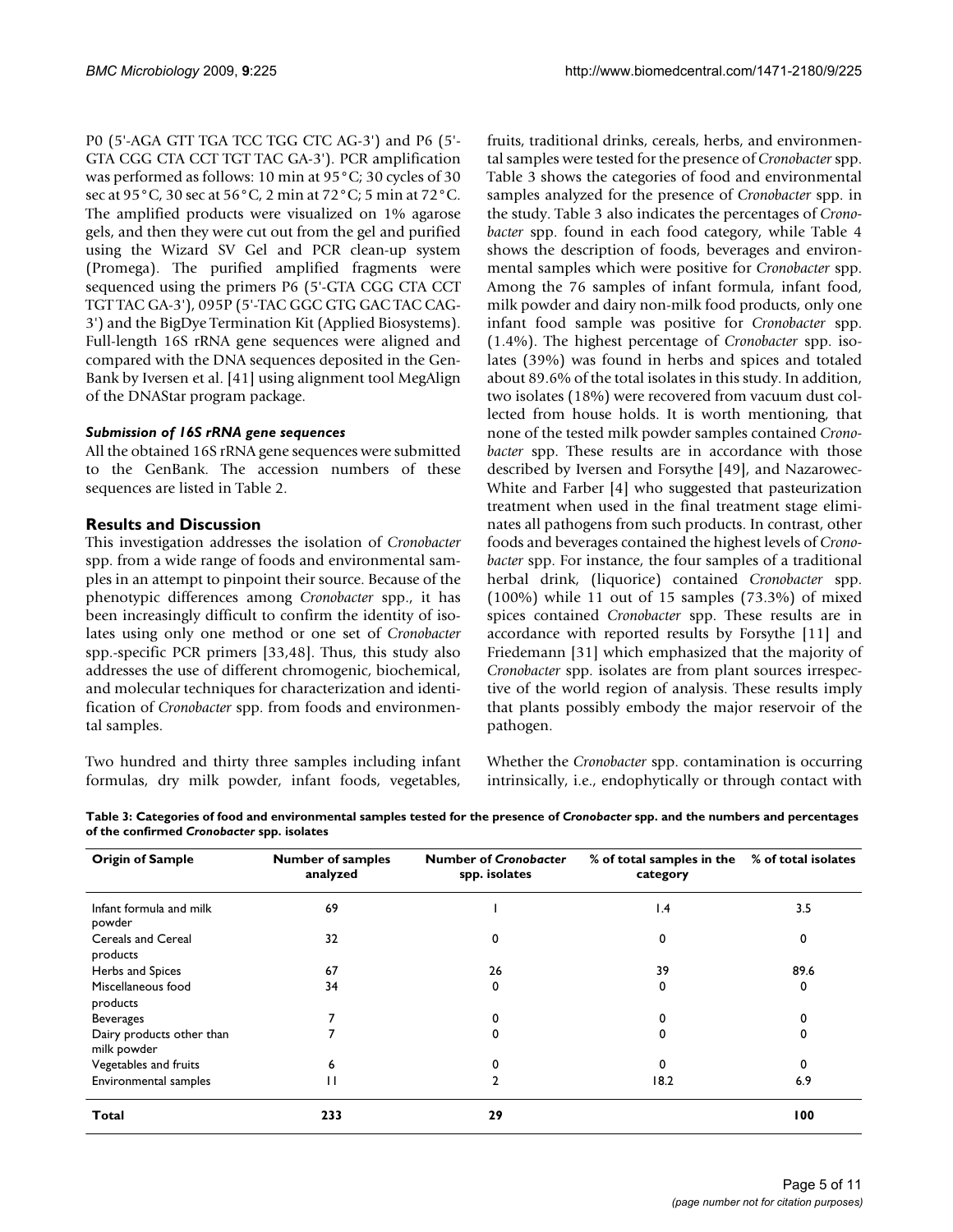P0 (5'-AGA GTT TGA TCC TGG CTC AG-3') and P6 (5'-GTA CGG CTA CCT TGT TAC GA-3'). PCR amplification was performed as follows: 10 min at 95°C; 30 cycles of 30 sec at 95°C, 30 sec at 56°C, 2 min at 72°C; 5 min at 72°C. The amplified products were visualized on 1% agarose gels, and then they were cut out from the gel and purified using the Wizard SV Gel and PCR clean-up system (Promega). The purified amplified fragments were sequenced using the primers P6 (5'-GTA CGG CTA CCT TGT TAC GA-3'), 095P (5'-TAC GGC GTG GAC TAC CAG-3') and the BigDye Termination Kit (Applied Biosystems). Full-length 16S rRNA gene sequences were aligned and compared with the DNA sequences deposited in the GenBank by Iversen et al. [41] using alignment tool MegAlign of the DNAStar program package.

### *Submission of 16S rRNA gene sequences*

All the obtained 16S rRNA gene sequences were submitted to the GenBank. The accession numbers of these sequences are listed in Table 2.

## Results and Discussion

This investigation addresses the isolation of *Cronobacter* spp. from a wide range of foods and environmental samples in an attempt to pinpoint their source. Because of the phenotypic differences among *Cronobacter* spp., it has been increasingly difficult to confirm the identity of isolates using only one method or one set of *Cronobacter* spp.-specific PCR primers [33,48]. Thus, this study also addresses the use of different chromogenic, biochemical, and molecular techniques for characterization and identification of *Cronobacter* spp. from foods and environmental samples.

Two hundred and thirty three samples including infant formulas, dry milk powder, infant foods, vegetables, fruits, traditional drinks, cereals, herbs, and environmental samples were tested for the presence of *Cronobacter* spp. Table 3 shows the categories of food and environmental samples analyzed for the presence of *Cronobacter* spp. in the study. Table 3 also indicates the percentages of *Cronobacter* spp. found in each food category, while Table 4 shows the description of foods, beverages and environmental samples which were positive for *Cronobacter* spp. Among the 76 samples of infant formula, infant food, milk powder and dairy non-milk food products, only one infant food sample was positive for *Cronobacter* spp. (1.4%). The highest percentage of *Cronobacter* spp. isolates (39%) was found in herbs and spices and totaled about 89.6% of the total isolates in this study. In addition, two isolates (18%) were recovered from vacuum dust collected from house holds. It is worth mentioning, that none of the tested milk powder samples contained *Cronobacter* spp. These results are in accordance with those described by Iversen and Forsythe [49], and Nazarowec-White and Farber [4] who suggested that pasteurization treatment when used in the final treatment stage eliminates all pathogens from such products. In contrast, other foods and beverages contained the highest levels of *Cronobacter* spp. For instance, the four samples of a traditional herbal drink, (liquorice) contained *Cronobacter* spp. (100%) while 11 out of 15 samples (73.3%) of mixed spices contained *Cronobacter* spp. These results are in accordance with reported results by Forsythe [11] and Friedemann [31] which emphasized that the majority of *Cronobacter* spp. isolates are from plant sources irrespective of the world region of analysis. These results imply that plants possibly embody the major reservoir of the pathogen.

Whether the *Cronobacter* spp. contamination is occurring intrinsically, i.e., endophytically or through contact with

**Table 3: Categories of food and environmental samples tested for the presence of *Cronobacter* spp. and the numbers and percentages of the confirmed *Cronobacter* spp. isolates**

| Origin of Sample | Number of samples analyzed | Number of *Cronobacter* spp. isolates | % of total samples in the category | % of total isolates |
|---|---|---|---|---|
| Infant formula and milk powder | 69 | 1 | 1.4 | 3.5 |
| Cereals and Cereal products | 32 | 0 | 0 | 0 |
| Herbs and Spices | 67 | 26 | 39 | 89.6 |
| Miscellaneous food products | 34 | 0 | 0 | 0 |
| Beverages | 7 | 0 | 0 | 0 |
| Dairy products other than milk powder | 7 | 0 | 0 | 0 |
| Vegetables and fruits | 6 | 0 | 0 | 0 |
| Environmental samples | 11 | 2 | 18.2 | 6.9 |
| **Total** | **233** | **29** | | **100** |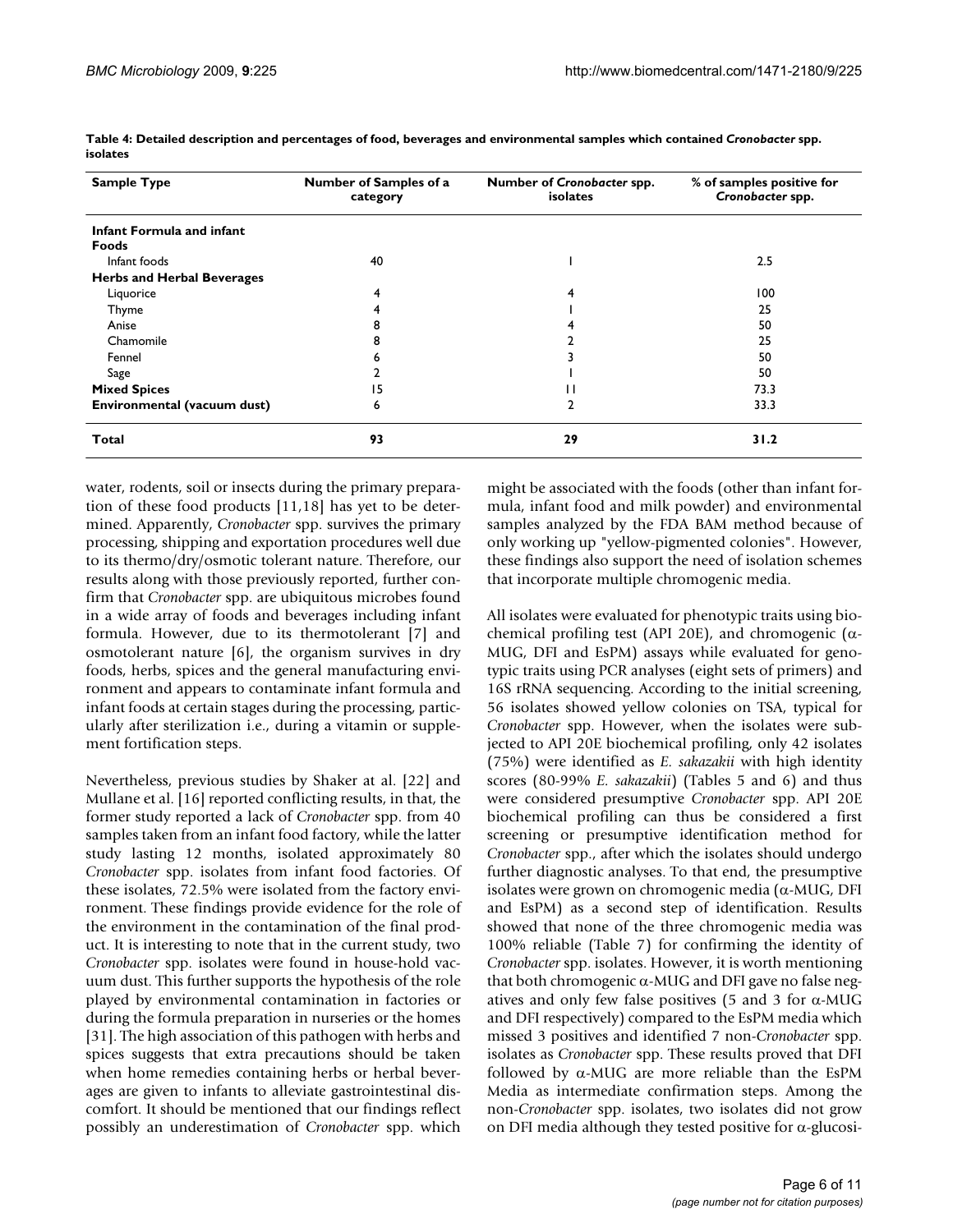**Table 4: Detailed description and percentages of food, beverages and environmental samples which contained *Cronobacter* spp. isolates**

| Sample Type | Number of Samples of a category | Number of *Cronobacter* spp. isolates | % of samples positive for *Cronobacter* spp. |
|---|---|---|---|
| **Infant Formula and infant Foods** | | | |
| Infant foods | 40 | 1 | 2.5 |
| **Herbs and Herbal Beverages** | | | |
| Liquorice | 4 | 4 | 100 |
| Thyme | 4 | 1 | 25 |
| Anise | 8 | 4 | 50 |
| Chamomile | 8 | 2 | 25 |
| Fennel | 6 | 3 | 50 |
| Sage | 2 | 1 | 50 |
| **Mixed Spices** | 15 | 11 | 73.3 |
| **Environmental (vacuum dust)** | 6 | 2 | 33.3 |
| **Total** | **93** | **29** | **31.2** |

water, rodents, soil or insects during the primary preparation of these food products [11,18] has yet to be determined. Apparently, *Cronobacter* spp. survives the primary processing, shipping and exportation procedures well due to its thermo/dry/osmotic tolerant nature. Therefore, our results along with those previously reported, further confirm that *Cronobacter* spp. are ubiquitous microbes found in a wide array of foods and beverages including infant formula. However, due to its thermotolerant [7] and osmotolerant nature [6], the organism survives in dry foods, herbs, spices and the general manufacturing environment and appears to contaminate infant formula and infant foods at certain stages during the processing, particularly after sterilization i.e., during a vitamin or supplement fortification steps.

Nevertheless, previous studies by Shaker at al. [22] and Mullane et al. [16] reported conflicting results, in that, the former study reported a lack of *Cronobacter* spp. from 40 samples taken from an infant food factory, while the latter study lasting 12 months, isolated approximately 80 *Cronobacter* spp. isolates from infant food factories. Of these isolates, 72.5% were isolated from the factory environment. These findings provide evidence for the role of the environment in the contamination of the final product. It is interesting to note that in the current study, two *Cronobacter* spp. isolates were found in house-hold vacuum dust. This further supports the hypothesis of the role played by environmental contamination in factories or during the formula preparation in nurseries or the homes [31]. The high association of this pathogen with herbs and spices suggests that extra precautions should be taken when home remedies containing herbs or herbal beverages are given to infants to alleviate gastrointestinal discomfort. It should be mentioned that our findings reflect possibly an underestimation of *Cronobacter* spp. which might be associated with the foods (other than infant formula, infant food and milk powder) and environmental samples analyzed by the FDA BAM method because of only working up "yellow-pigmented colonies". However, these findings also support the need of isolation schemes that incorporate multiple chromogenic media.

All isolates were evaluated for phenotypic traits using biochemical profiling test (API 20E), and chromogenic (α-MUG, DFI and EsPM) assays while evaluated for genotypic traits using PCR analyses (eight sets of primers) and 16S rRNA sequencing. According to the initial screening, 56 isolates showed yellow colonies on TSA, typical for *Cronobacter* spp. However, when the isolates were subjected to API 20E biochemical profiling, only 42 isolates (75%) were identified as *E. sakazakii* with high identity scores (80-99% *E. sakazakii*) (Tables 5 and 6) and thus were considered presumptive *Cronobacter* spp. API 20E biochemical profiling can thus be considered a first screening or presumptive identification method for *Cronobacter* spp., after which the isolates should undergo further diagnostic analyses. To that end, the presumptive isolates were grown on chromogenic media (α-MUG, DFI and EsPM) as a second step of identification. Results showed that none of the three chromogenic media was 100% reliable (Table 7) for confirming the identity of *Cronobacter* spp. isolates. However, it is worth mentioning that both chromogenic α-MUG and DFI gave no false negatives and only few false positives (5 and 3 for α-MUG and DFI respectively) compared to the EsPM media which missed 3 positives and identified 7 non-*Cronobacter* spp. isolates as *Cronobacter* spp. These results proved that DFI followed by α-MUG are more reliable than the EsPM Media as intermediate confirmation steps. Among the non-*Cronobacter* spp. isolates, two isolates did not grow on DFI media although they tested positive for α-glucosi-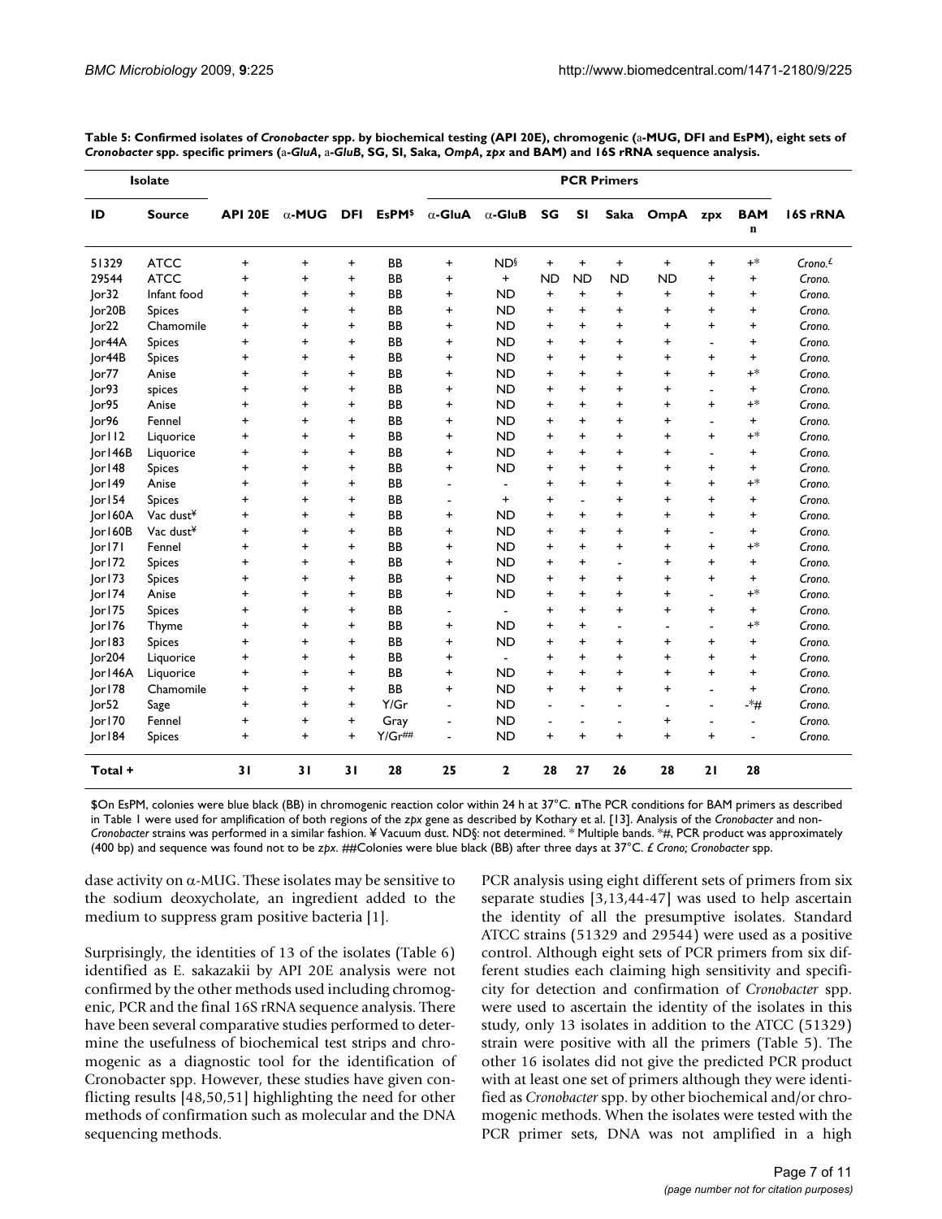**Table 5: Confirmed isolates of *Cronobacter* spp. by biochemical testing (API 20E), chromogenic (a-MUG, DFI and EsPM), eight sets of *Cronobacter* spp. specific primers (a-*GluA*, a-*GluB*, SG, SI, Saka, *OmpA*, *zpx* and BAM) and 16S rRNA sequence analysis.**

| Isolate | | | | | | PCR Primers | | | | | | | | |
|---|---|---|---|---|---|---|---|---|---|---|---|---|---|---|
| ID | Source | API 20E | α-MUG | DFI | EsPM$ | α-GluA | α-GluB | SG | SI | Saka | OmpA | zpx | BAM n | 16S rRNA |
| 51329 | ATCC | + | + | + | BB | + | ND§ | + | + | + | + | + | +* | *Crono.*£ |
| 29544 | ATCC | + | + | + | BB | + | + | ND | ND | ND | ND | + | + | *Crono.* |
| Jor32 | Infant food | + | + | + | BB | + | ND | + | + | + | + | + | + | *Crono.* |
| Jor20B | Spices | + | + | + | BB | + | ND | + | + | + | + | + | + | *Crono.* |
| Jor22 | Chamomile | + | + | + | BB | + | ND | + | + | + | + | + | + | *Crono.* |
| Jor44A | Spices | + | + | + | BB | + | ND | + | + | + | + | - | + | *Crono.* |
| Jor44B | Spices | + | + | + | BB | + | ND | + | + | + | + | + | + | *Crono.* |
| Jor77 | Anise | + | + | + | BB | + | ND | + | + | + | + | + | +* | *Crono.* |
| Jor93 | spices | + | + | + | BB | + | ND | + | + | + | + | - | + | *Crono.* |
| Jor95 | Anise | + | + | + | BB | + | ND | + | + | + | + | + | +* | *Crono.* |
| Jor96 | Fennel | + | + | + | BB | + | ND | + | + | + | + | - | + | *Crono.* |
| Jor112 | Liquorice | + | + | + | BB | + | ND | + | + | + | + | + | +* | *Crono.* |
| Jor146B | Liquorice | + | + | + | BB | + | ND | + | + | + | + | - | + | *Crono.* |
| Jor148 | Spices | + | + | + | BB | + | ND | + | + | + | + | + | + | *Crono.* |
| Jor149 | Anise | + | + | + | BB | - | - | + | + | + | + | + | +* | *Crono.* |
| Jor154 | Spices | + | + | + | BB | - | + | + | - | + | + | + | + | *Crono.* |
| Jor160A | Vac dust¥ | + | + | + | BB | + | ND | + | + | + | + | + | + | *Crono.* |
| Jor160B | Vac dust¥ | + | + | + | BB | + | ND | + | + | + | + | - | + | *Crono.* |
| Jor171 | Fennel | + | + | + | BB | + | ND | + | + | + | + | + | +* | *Crono.* |
| Jor172 | Spices | + | + | + | BB | + | ND | + | + | - | + | + | + | *Crono.* |
| Jor173 | Spices | + | + | + | BB | + | ND | + | + | + | + | + | + | *Crono.* |
| Jor174 | Anise | + | + | + | BB | + | ND | + | + | + | + | - | +* | *Crono.* |
| Jor175 | Spices | + | + | + | BB | - | - | + | + | + | + | + | + | *Crono.* |
| Jor176 | Thyme | + | + | + | BB | + | ND | + | + | - | - | - | +* | *Crono.* |
| Jor183 | Spices | + | + | + | BB | + | ND | + | + | + | + | + | + | *Crono.* |
| Jor204 | Liquorice | + | + | + | BB | + | - | + | + | + | + | + | + | *Crono.* |
| Jor146A | Liquorice | + | + | + | BB | + | ND | + | + | + | + | + | + | *Crono.* |
| Jor178 | Chamomile | + | + | + | BB | + | ND | + | + | + | + | - | + | *Crono.* |
| Jor52 | Sage | + | + | + | Y/Gr | - | ND | - | - | - | - | - | -*# | *Crono.* |
| Jor170 | Fennel | + | + | + | Gray | - | ND | - | - | - | + | - | - | *Crono.* |
| Jor184 | Spices | + | + | + | Y/Gr## | - | ND | + | + | + | + | + | - | *Crono.* |
| **Total +** | | **31** | **31** | **31** | **28** | **25** | **2** | **28** | **27** | **26** | **28** | **21** | **28** | |

$On EsPM, colonies were blue black (BB) in chromogenic reaction color within 24 h at 37°C. nThe PCR conditions for BAM primers as described in Table 1 were used for amplification of both regions of the *zpx* gene as described by Kothary et al. [13]. Analysis of the *Cronobacter* and non-*Cronobacter* strains was performed in a similar fashion. ¥ Vacuum dust. ND§: not determined. * Multiple bands. *#, PCR product was approximately (400 bp) and sequence was found not to be *zpx*. ##Colonies were blue black (BB) after three days at 37°C. £ *Crono*; *Cronobacter* spp.

dase activity on α-MUG. These isolates may be sensitive to the sodium deoxycholate, an ingredient added to the medium to suppress gram positive bacteria [1].

Surprisingly, the identities of 13 of the isolates (Table 6) identified as E. sakazakii by API 20E analysis were not confirmed by the other methods used including chromogenic, PCR and the final 16S rRNA sequence analysis. There have been several comparative studies performed to determine the usefulness of biochemical test strips and chromogenic as a diagnostic tool for the identification of Cronobacter spp. However, these studies have given conflicting results [48,50,51] highlighting the need for other methods of confirmation such as molecular and the DNA sequencing methods.

PCR analysis using eight different sets of primers from six separate studies [3,13,44-47] was used to help ascertain the identity of all the presumptive isolates. Standard ATCC strains (51329 and 29544) were used as a positive control. Although eight sets of PCR primers from six different studies each claiming high sensitivity and specificity for detection and confirmation of *Cronobacter* spp. were used to ascertain the identity of the isolates in this study, only 13 isolates in addition to the ATCC (51329) strain were positive with all the primers (Table 5). The other 16 isolates did not give the predicted PCR product with at least one set of primers although they were identified as *Cronobacter* spp. by other biochemical and/or chromogenic methods. When the isolates were tested with the PCR primer sets, DNA was not amplified in a high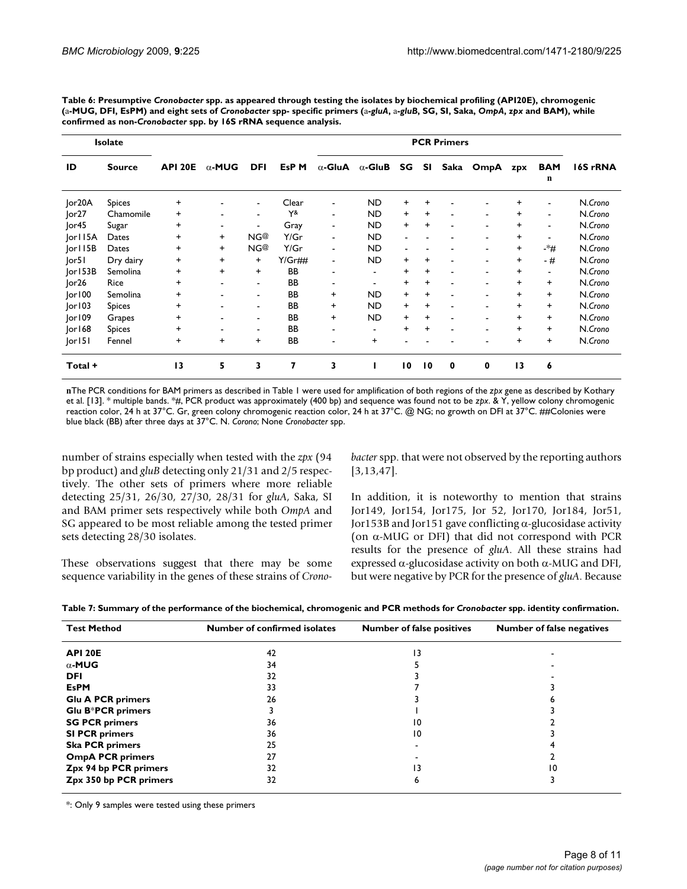**Table 6: Presumptive *Cronobacter* spp. as appeared through testing the isolates by biochemical profiling (API20E), chromogenic (a-MUG, DFI, EsPM) and eight sets of *Cronobacter* spp- specific primers (a-*gluA*, a-*gluB*, SG, SI, Saka, *OmpA*, *zpx* and BAM), while confirmed as non-*Cronobacter* spp. by 16S rRNA sequence analysis.**

| Isolate | | | | | | PCR Primers | | | | | | | | |
|---|---|---|---|---|---|---|---|---|---|---|---|---|---|---|
| ID | Source | API 20E | α-MUG | DFI | EsP M | α-GluA | α-GluB | SG | SI | Saka | OmpA | zpx | BAM n | 16S rRNA |
| Jor20A | Spices | + | - | - | Clear | - | ND | + | + | - | - | + | - | N.*Crono* |
| Jor27 | Chamomile | + | - | - | Y& | - | ND | + | + | - | - | + | - | N.*Crono* |
| Jor45 | Sugar | + | - | - | Gray | - | ND | + | + | - | - | + | - | N.*Crono* |
| Jor115A | Dates | + | + | NG@ | Y/Gr | - | ND | - | - | - | - | + | - | N.*Crono* |
| Jor115B | Dates | + | + | NG@ | Y/Gr | - | ND | - | - | - | - | + | -*# | N.*Crono* |
| Jor51 | Dry dairy | + | + | + | Y/Gr## | - | ND | + | + | - | - | + | - # | N.*Crono* |
| Jor153B | Semolina | + | + | + | BB | - | - | + | + | - | - | + | - | N.*Crono* |
| Jor26 | Rice | + | - | - | BB | - | - | + | + | - | - | + | + | N.*Crono* |
| Jor100 | Semolina | + | - | - | BB | + | ND | + | + | - | - | + | + | N.*Crono* |
| Jor103 | Spices | + | - | - | BB | + | ND | + | + | - | - | + | + | N.*Crono* |
| Jor109 | Grapes | + | - | - | BB | + | ND | + | + | - | - | + | + | N.*Crono* |
| Jor168 | Spices | + | - | - | BB | - | - | + | + | - | - | + | + | N.*Crono* |
| Jor151 | Fennel | + | + | + | BB | - | + | - | - | - | - | + | + | N.*Crono* |
| Total + | | 13 | 5 | 3 | 7 | 3 | 1 | 10 | 10 | 0 | 0 | 13 | 6 | |

**n**The PCR conditions for BAM primers as described in Table 1 were used for amplification of both regions of the *zpx* gene as described by Kothary et al. [13]. * multiple bands. *#, PCR product was approximately (400 bp) and sequence was found not to be *zpx*. & Y, yellow colony chromogenic reaction color, 24 h at 37°C. Gr, green colony chromogenic reaction color, 24 h at 37°C. @ NG; no growth on DFI at 37°C. ##Colonies were blue black (BB) after three days at 37°C. N. *Corono*; None *Cronobacter* spp.

number of strains especially when tested with the *zpx* (94 bp product) and *gluB* detecting only 21/31 and 2/5 respectively. The other sets of primers where more reliable detecting 25/31, 26/30, 27/30, 28/31 for *gluA*, Saka, SI and BAM primer sets respectively while both *OmpA* and SG appeared to be most reliable among the tested primer sets detecting 28/30 isolates.

These observations suggest that there may be some sequence variability in the genes of these strains of *Cronobacter* spp. that were not observed by the reporting authors [3,13,47].

In addition, it is noteworthy to mention that strains Jor149, Jor154, Jor175, Jor 52, Jor170, Jor184, Jor51, Jor153B and Jor151 gave conflicting α-glucosidase activity (on α-MUG or DFI) that did not correspond with PCR results for the presence of *gluA*. All these strains had expressed α-glucosidase activity on both α-MUG and DFI, but were negative by PCR for the presence of *gluA*. Because

**Table 7: Summary of the performance of the biochemical, chromogenic and PCR methods for *Cronobacter* spp. identity confirmation.**

| Test Method | Number of confirmed isolates | Number of false positives | Number of false negatives |
|---|---|---|---|
| **API 20E** | 42 | 13 | - |
| **α-MUG** | 34 | 5 | - |
| **DFI** | 32 | 3 | - |
| **EsPM** | 33 | 7 | 3 |
| **Glu A PCR primers** | 26 | 3 | 6 |
| **Glu B*PCR primers** | 3 | 1 | 3 |
| **SG PCR primers** | 36 | 10 | 2 |
| **SI PCR primers** | 36 | 10 | 3 |
| **Ska PCR primers** | 25 | - | 4 |
| **OmpA PCR primers** | 27 | - | 2 |
| **Zpx 94 bp PCR primers** | 32 | 13 | 10 |
| **Zpx 350 bp PCR primers** | 32 | 6 | 3 |

*: Only 9 samples were tested using these primers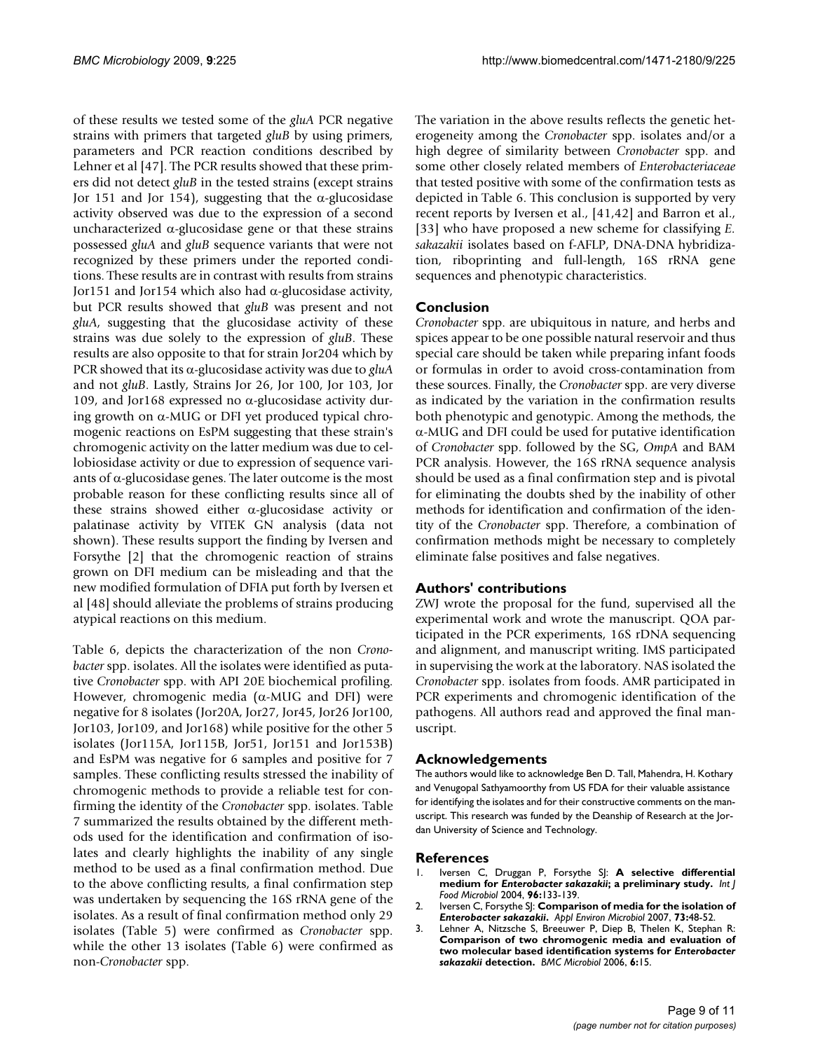of these results we tested some of the *gluA* PCR negative strains with primers that targeted *gluB* by using primers, parameters and PCR reaction conditions described by Lehner et al [47]. The PCR results showed that these primers did not detect *gluB* in the tested strains (except strains Jor 151 and Jor 154), suggesting that the α-glucosidase activity observed was due to the expression of a second uncharacterized α-glucosidase gene or that these strains possessed *gluA* and *gluB* sequence variants that were not recognized by these primers under the reported conditions. These results are in contrast with results from strains Jor151 and Jor154 which also had α-glucosidase activity, but PCR results showed that *gluB* was present and not *gluA*, suggesting that the glucosidase activity of these strains was due solely to the expression of *gluB*. These results are also opposite to that for strain Jor204 which by PCR showed that its α-glucosidase activity was due to *gluA* and not *gluB*. Lastly, Strains Jor 26, Jor 100, Jor 103, Jor 109, and Jor168 expressed no α-glucosidase activity during growth on α-MUG or DFI yet produced typical chromogenic reactions on EsPM suggesting that these strain's chromogenic activity on the latter medium was due to cellobiosidase activity or due to expression of sequence variants of α-glucosidase genes. The later outcome is the most probable reason for these conflicting results since all of these strains showed either α-glucosidase activity or palatinase activity by VITEK GN analysis (data not shown). These results support the finding by Iversen and Forsythe [2] that the chromogenic reaction of strains grown on DFI medium can be misleading and that the new modified formulation of DFIA put forth by Iversen et al [48] should alleviate the problems of strains producing atypical reactions on this medium.

Table 6, depicts the characterization of the non *Cronobacter* spp. isolates. All the isolates were identified as putative *Cronobacter* spp. with API 20E biochemical profiling. However, chromogenic media (α-MUG and DFI) were negative for 8 isolates (Jor20A, Jor27, Jor45, Jor26 Jor100, Jor103, Jor109, and Jor168) while positive for the other 5 isolates (Jor115A, Jor115B, Jor51, Jor151 and Jor153B) and EsPM was negative for 6 samples and positive for 7 samples. These conflicting results stressed the inability of chromogenic methods to provide a reliable test for confirming the identity of the *Cronobacter* spp. isolates. Table 7 summarized the results obtained by the different methods used for the identification and confirmation of isolates and clearly highlights the inability of any single method to be used as a final confirmation method. Due to the above conflicting results, a final confirmation step was undertaken by sequencing the 16S rRNA gene of the isolates. As a result of final confirmation method only 29 isolates (Table 5) were confirmed as *Cronobacter* spp. while the other 13 isolates (Table 6) were confirmed as non-*Cronobacter* spp.

The variation in the above results reflects the genetic heterogeneity among the *Cronobacter* spp. isolates and/or a high degree of similarity between *Cronobacter* spp. and some other closely related members of *Enterobacteriaceae* that tested positive with some of the confirmation tests as depicted in Table 6. This conclusion is supported by very recent reports by Iversen et al., [41,42] and Barron et al., [33] who have proposed a new scheme for classifying *E. sakazakii* isolates based on f-AFLP, DNA-DNA hybridization, riboprinting and full-length, 16S rRNA gene sequences and phenotypic characteristics.

## Conclusion

*Cronobacter* spp. are ubiquitous in nature, and herbs and spices appear to be one possible natural reservoir and thus special care should be taken while preparing infant foods or formulas in order to avoid cross-contamination from these sources. Finally, the *Cronobacter* spp. are very diverse as indicated by the variation in the confirmation results both phenotypic and genotypic. Among the methods, the α-MUG and DFI could be used for putative identification of *Cronobacter* spp. followed by the SG, *OmpA* and BAM PCR analysis. However, the 16S rRNA sequence analysis should be used as a final confirmation step and is pivotal for eliminating the doubts shed by the inability of other methods for identification and confirmation of the identity of the *Cronobacter* spp. Therefore, a combination of confirmation methods might be necessary to completely eliminate false positives and false negatives.

## Authors' contributions

ZWJ wrote the proposal for the fund, supervised all the experimental work and wrote the manuscript. QOA participated in the PCR experiments, 16S rDNA sequencing and alignment, and manuscript writing. IMS participated in supervising the work at the laboratory. NAS isolated the *Cronobacter* spp. isolates from foods. AMR participated in PCR experiments and chromogenic identification of the pathogens. All authors read and approved the final manuscript.

## Acknowledgements

The authors would like to acknowledge Ben D. Tall, Mahendra, H. Kothary and Venugopal Sathyamoorthy from US FDA for their valuable assistance for identifying the isolates and for their constructive comments on the manuscript. This research was funded by the Deanship of Research at the Jordan University of Science and Technology.

## References

1. Iversen C, Druggan P, Forsythe SJ: **A selective differential medium for *Enterobacter sakazakii*; a preliminary study.** *Int J Food Microbiol* 2004, **96:**133-139.
2. Iversen C, Forsythe SJ: **Comparison of media for the isolation of *Enterobacter sakazakii*.** *Appl Environ Microbiol* 2007, **73:**48-52.
3. Lehner A, Nitzsche S, Breeuwer P, Diep B, Thelen K, Stephan R: **Comparison of two chromogenic media and evaluation of two molecular based identification systems for *Enterobacter sakazakii* detection.** *BMC Microbiol* 2006, **6:**15.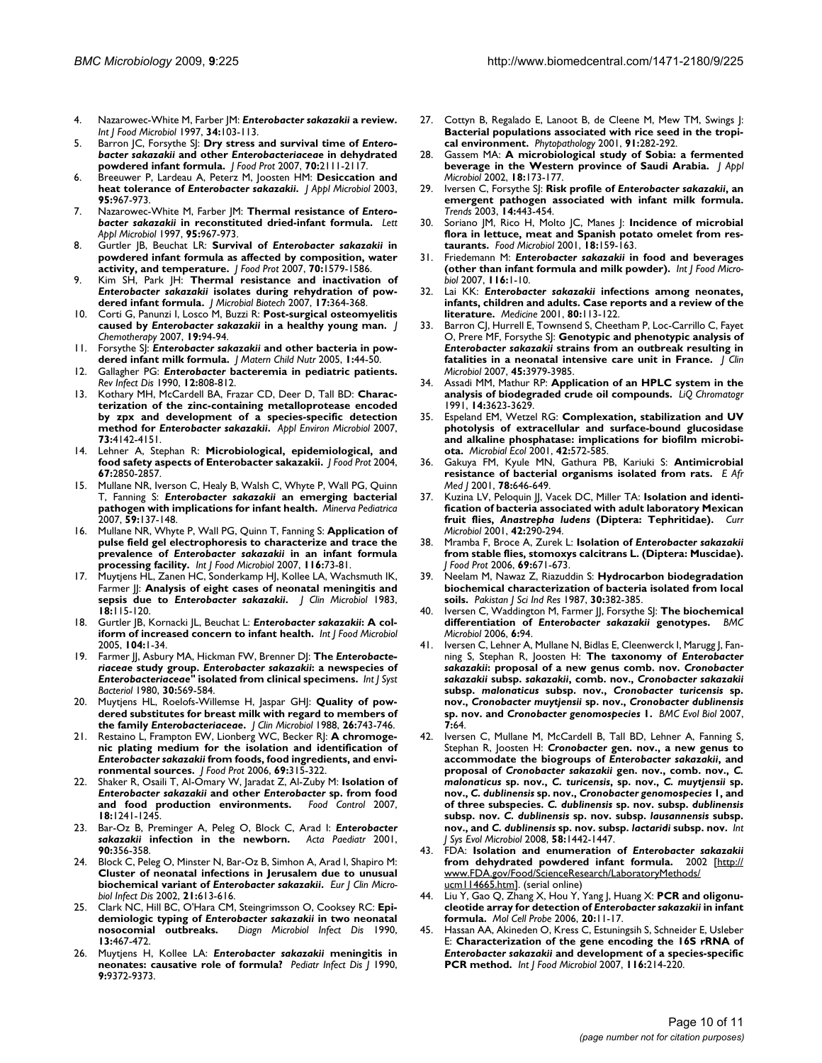4. Nazarowec-White M, Farber JM: ***Enterobacter sakazakii* a review.** *Int J Food Microbiol* 1997, **34:**103-113.
5. Barron JC, Forsythe SJ: **Dry stress and survival time of *Enterobacter sakazakii* and other *Enterobacteriaceae* in dehydrated powdered infant formula.** *J Food Prot* 2007, **70:**2111-2117.
6. Breeuwer P, Lardeau A, Peterz M, Joosten HM: **Desiccation and heat tolerance of *Enterobacter sakazakii*.** *J Appl Microbiol* 2003, **95:**967-973.
7. Nazarowec-White M, Farber JM: **Thermal resistance of *Enterobacter sakazakii* in reconstituted dried-infant formula.** *Lett Appl Microbiol* 1997, **95:**967-973.
8. Gurtler JB, Beuchat LR: **Survival of *Enterobacter sakazakii* in powdered infant formula as affected by composition, water activity, and temperature.** *J Food Prot* 2007, **70:**1579-1586.
9. Kim SH, Park JH: **Thermal resistance and inactivation of *Enterobacter sakazakii* isolates during rehydration of powdered infant formula.** *J Microbial Biotech* 2007, **17:**364-368.
10. Corti G, Panunzi I, Losco M, Buzzi R: **Post-surgical osteomyelitis caused by *Enterobacter sakazakii* in a healthy young man.** *J Chemotherapy* 2007, **19:**94-94.
11. Forsythe SJ: ***Enterobacter sakazakii* and other bacteria in powdered infant milk formula.** *J Matern Child Nutr* 2005, **1:**44-50.
12. Gallagher PG: ***Enterobacter* bacteremia in pediatric patients.** *Rev Infect Dis* 1990, **12:**808-812.
13. Kothary MH, McCardell BA, Frazar CD, Deer D, Tall BD: **Characterization of the zinc-containing metalloprotease encoded by zpx and development of a species-specific detection method for *Enterobacter sakazakii*.** *Appl Environ Microbiol* 2007, **73:**4142-4151.
14. Lehner A, Stephan R: **Microbiological, epidemiological, and food safety aspects of Enterobacter sakazakii.** *J Food Prot* 2004, **67:**2850-2857.
15. Mullane NR, Iverson C, Healy B, Walsh C, Whyte P, Wall PG, Quinn T, Fanning S: ***Enterobacter sakazakii* an emerging bacterial pathogen with implications for infant health.** *Minerva Pediatrica* 2007, **59:**137-148.
16. Mullane NR, Whyte P, Wall PG, Quinn T, Fanning S: **Application of pulse field gel electrophoresis to characterize and trace the prevalence of *Enterobacter sakazakii* in an infant formula processing facility.** *Int J Food Microbiol* 2007, **116:**73-81.
17. Muytjens HL, Zanen HC, Sonderkamp HJ, Kollee LA, Wachsmuth IK, Farmer JJ: **Analysis of eight cases of neonatal meningitis and sepsis due to *Enterobacter sakazakii*.** *J Clin Microbiol* 1983, **18:**115-120.
18. Gurtler JB, Kornacki JL, Beuchat L: ***Enterobacter sakazakii*: A coliform of increased concern to infant health.** *Int J Food Microbiol* 2005, **104:**1-34.
19. Farmer JJ, Asbury MA, Hickman FW, Brenner DJ: **The *Enterobacteriaceae* study group. *Enterobacter sakazakii*: a newspecies of *Enterobacteriaceae*" isolated from clinical specimens.** *Int J Syst Bacteriol* 1980, **30:**569-584.
20. Muytjens HL, Roelofs-Willemse H, Jaspar GHJ: **Quality of powdered substitutes for breast milk with regard to members of the family *Enterobacteriaceae*.** *J Clin Microbiol* 1988, **26:**743-746.
21. Restaino L, Frampton EW, Lionberg WC, Becker RJ: **A chromogenic plating medium for the isolation and identification of *Enterobacter sakazakii* from foods, food ingredients, and environmental sources.** *J Food Prot* 2006, **69:**315-322.
22. Shaker R, Osaili T, Al-Omary W, Jaradat Z, Al-Zuby M: **Isolation of *Enterobacter sakazakii* and other *Enterobacter* sp. from food and food production environments.** *Food Control* 2007, **18:**1241-1245.
23. Bar-Oz B, Preminger A, Peleg O, Block C, Arad I: ***Enterobacter sakazakii* infection in the newborn.** *Acta Paediatr* 2001, **90:**356-358.
24. Block C, Peleg O, Minster N, Bar-Oz B, Simhon A, Arad I, Shapiro M: **Cluster of neonatal infections in Jerusalem due to unusual biochemical variant of *Enterobacter sakazakii*.** *Eur J Clin Microbiol Infect Dis* 2002, **21:**613-616.
25. Clark NC, Hill BC, O'Hara CM, Steingrimsson O, Cooksey RC: **Epidemiologic typing of *Enterobacter sakazakii* in two neonatal nosocomial outbreaks.** *Diagn Microbiol Infect Dis* 1990, **13:**467-472.
26. Muytjens H, Kollee LA: ***Enterobacter sakazakii* meningitis in neonates: causative role of formula?** *Pediatr Infect Dis J* 1990, **9:**9372-9373.
27. Cottyn B, Regalado E, Lanoot B, de Cleene M, Mew TM, Swings J: **Bacterial populations associated with rice seed in the tropical environment.** *Phytopathology* 2001, **91:**282-292.
28. Gassem MA: **A microbiological study of Sobia: a fermented beverage in the Western province of Saudi Arabia.** *J Appl Microbiol* 2002, **18:**173-177.
29. Iversen C, Forsythe SJ: **Risk profile of *Enterobacter sakazakii*, an emergent pathogen associated with infant milk formula.** *Trends* 2003, **14:**443-454.
30. Soriano JM, Rico H, Molto JC, Manes J: **Incidence of microbial flora in lettuce, meat and Spanish potato omelet from restaurants.** *Food Microbiol* 2001, **18:**159-163.
31. Friedemann M: ***Enterobacter sakazakii* in food and beverages (other than infant formula and milk powder).** *Int J Food Microbiol* 2007, **116:**1-10.
32. Lai KK: ***Enterobacter sakazakii* infections among neonates, infants, children and adults. Case reports and a review of the literature.** *Medicine* 2001, **80:**113-122.
33. Barron CJ, Hurrell E, Townsend S, Cheetham P, Loc-Carrillo C, Fayet O, Prere MF, Forsythe SJ: **Genotypic and phenotypic analysis of *Enterobacter sakazakii* strains from an outbreak resulting in fatalities in a neonatal intensive care unit in France.** *J Clin Microbiol* 2007, **45:**3979-3985.
34. Assadi MM, Mathur RP: **Application of an HPLC system in the analysis of biodegraded crude oil compounds.** *LiQ Chromatogr* 1991, **14:**3623-3629.
35. Espeland EM, Wetzel RG: **Complexation, stabilization and UV photolysis of extracellular and surface-bound glucosidase and alkaline phosphatase: implications for biofilm microbiota.** *Microbial Ecol* 2001, **42:**572-585.
36. Gakuya FM, Kyule MN, Gathura PB, Kariuki S: **Antimicrobial resistance of bacterial organisms isolated from rats.** *E Afr Med J* 2001, **78:**646-649.
37. Kuzina LV, Peloquin JJ, Vacek DC, Miller TA: **Isolation and identification of bacteria associated with adult laboratory Mexican fruit flies, *Anastrepha ludens* (Diptera: Tephritidae).** *Curr Microbiol* 2001, **42:**290-294.
38. Mramba F, Broce A, Zurek L: **Isolation of *Enterobacter sakazakii* from stable flies, stomoxys calcitrans L. (Diptera: Muscidae).** *J Food Prot* 2006, **69:**671-673.
39. Neelam M, Nawaz Z, Riazuddin S: **Hydrocarbon biodegradation biochemical characterization of bacteria isolated from local soils.** *Pakistan J Sci Ind Res* 1987, **30:**382-385.
40. Iversen C, Waddington M, Farmer JJ, Forsythe SJ: **The biochemical differentiation of *Enterobacter sakazakii* genotypes.** *BMC Microbiol* 2006, **6:**94.
41. Iversen C, Lehner A, Mullane N, Bidlas E, Cleenwerck I, Marugg J, Fanning S, Stephan R, Joosten H: **The taxonomy of *Enterobacter sakazakii*: proposal of a new genus comb. nov. *Cronobacter sakazakii* subsp. *sakazakii*, comb. nov., *Cronobacter sakazakii* subsp. *malonaticus* subsp. nov., *Cronobacter turicensis* sp. nov., *Cronobacter muytjensii* sp. nov., *Cronobacter dublinensis* sp. nov. and *Cronobacter genomospecies* 1.** *BMC Evol Biol* 2007, **7:**64.
42. Iversen C, Mullane M, McCardell B, Tall BD, Lehner A, Fanning S, Stephan R, Joosten H: ***Cronobacter* gen. nov., a new genus to accommodate the biogroups of *Enterobacter sakazakii*, and proposal of *Cronobacter sakazakii* gen. nov., comb. nov., *C. malonaticus* sp. nov., *C. turicensis*, sp. nov., *C. muytjensii* sp. nov., *C. dublinensis* sp. nov., *Cronobacter genomospecies* 1, and of three subspecies. *C. dublinensis* sp. nov. subsp. *dublinensis* subsp. nov. *C. dublinensis* sp. nov. subsp. *lausannensis* subsp. nov., and *C. dublinensis* sp. nov. subsp. *lactaridi* subsp. nov.** *Int J Sys Evol Microbiol* 2008, **58:**1442-1447.
43. FDA: **Isolation and enumeration of *Enterobacter sakazakii* from dehydrated powdered infant formula.** 2002 [http://www.FDA.gov/Food/ScienceResearch/LaboratoryMethods/ucm114665.htm]. (serial online)
44. Liu Y, Gao Q, Zhang X, Hou Y, Yang J, Huang X: **PCR and oligonucleotide array for detection of *Enterobacter sakazakii* in infant formula.** *Mol Cell Probe* 2006, **20:**11-17.
45. Hassan AA, Akineden O, Kress C, Estuningsih S, Schneider E, Usleber E: **Characterization of the gene encoding the 16S rRNA of *Enterobacter sakazakii* and development of a species-specific PCR method.** *Int J Food Microbiol* 2007, **116:**214-220.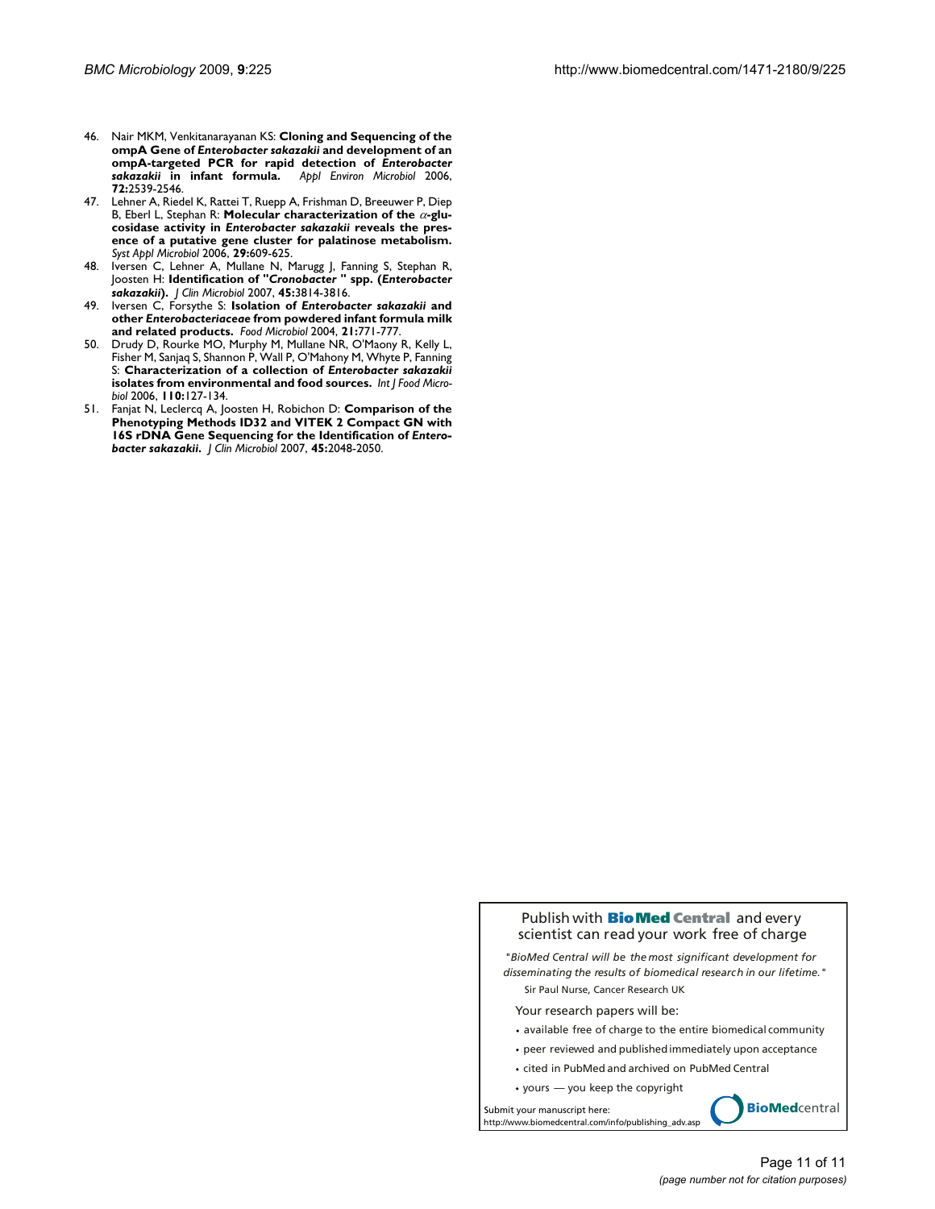46. Nair MKM, Venkitanarayanan KS: **Cloning and Sequencing of the ompA Gene of *Enterobacter sakazakii* and development of an ompA-targeted PCR for rapid detection of *Enterobacter sakazakii* in infant formula.** *Appl Environ Microbiol* 2006, **72:**2539-2546.
47. Lehner A, Riedel K, Rattei T, Ruepp A, Frishman D, Breeuwer P, Diep B, Eberl L, Stephan R: **Molecular characterization of the $\alpha$-glucosidase activity in *Enterobacter sakazakii* reveals the presence of a putative gene cluster for palatinose metabolism.** *Syst Appl Microbiol* 2006, **29:**609-625.
48. Iversen C, Lehner A, Mullane N, Marugg J, Fanning S, Stephan R, Joosten H: **Identification of "*Cronobacter* " spp. (*Enterobacter sakazakii*).** *J Clin Microbiol* 2007, **45:**3814-3816.
49. Iversen C, Forsythe S: **Isolation of *Enterobacter sakazakii* and other *Enterobacteriaceae* from powdered infant formula milk and related products.** *Food Microbiol* 2004, **21:**771-777.
50. Drudy D, Rourke MO, Murphy M, Mullane NR, O'Maony R, Kelly L, Fisher M, Sanjaq S, Shannon P, Wall P, O'Mahony M, Whyte P, Fanning S: **Characterization of a collection of *Enterobacter sakazakii* isolates from environmental and food sources.** *Int J Food Microbiol* 2006, **110:**127-134.
51. Fanjat N, Leclercq A, Joosten H, Robichon D: **Comparison of the Phenotyping Methods ID32 and VITEK 2 Compact GN with 16S rDNA Gene Sequencing for the Identification of *Enterobacter sakazakii*.** *J Clin Microbiol* 2007, **45:**2048-2050.